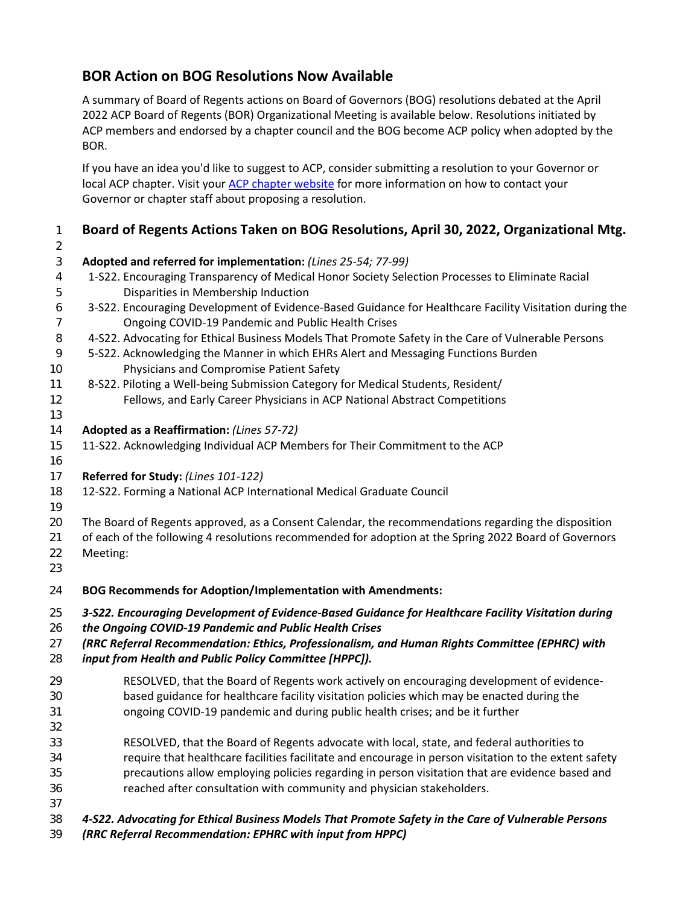## BOR Action on BOG Resolutions Now Available

A summary of Board of Regents actions on Board of Governors (BOG) resolutions debated at the April 2022 ACP Board of Regents (BOR) Organizational Meeting is available below. Resolutions initiated by ACP members and endorsed by a chapter council and the BOG become ACP policy when adopted by the BOR.

If you have an idea you'd like to suggest to ACP, consider submitting a resolution to your Governor or local ACP chapter. Visit your ACP chapter website for more information on how to contact your Governor or chapter staff about proposing a resolution.

### Board of Regents Actions Taken on BOG Resolutions, April 30, 2022, Organizational Mtg.

**Adopted and referred for implementation:** *(Lines 25-54; 77-99)*

- 1-S22. Encouraging Transparency of Medical Honor Society Selection Processes to Eliminate Racial Disparities in Membership Induction
- 3-S22. Encouraging Development of Evidence-Based Guidance for Healthcare Facility Visitation during the Ongoing COVID-19 Pandemic and Public Health Crises
- 4-S22. Advocating for Ethical Business Models That Promote Safety in the Care of Vulnerable Persons
- 5-S22. Acknowledging the Manner in which EHRs Alert and Messaging Functions Burden Physicians and Compromise Patient Safety
- 8-S22. Piloting a Well-being Submission Category for Medical Students, Resident/ Fellows, and Early Career Physicians in ACP National Abstract Competitions

**Adopted as a Reaffirmation:** *(Lines 57-72)*

11-S22. Acknowledging Individual ACP Members for Their Commitment to the ACP

**Referred for Study:** *(Lines 101-122)*

12-S22. Forming a National ACP International Medical Graduate Council

The Board of Regents approved, as a Consent Calendar, the recommendations regarding the disposition of each of the following 4 resolutions recommended for adoption at the Spring 2022 Board of Governors Meeting:

**BOG Recommends for Adoption/Implementation with Amendments:**

***3-S22. Encouraging Development of Evidence-Based Guidance for Healthcare Facility Visitation during the Ongoing COVID-19 Pandemic and Public Health Crises***
***(RRC Referral Recommendation: Ethics, Professionalism, and Human Rights Committee (EPHRC) with input from Health and Public Policy Committee [HPPC]).***

RESOLVED, that the Board of Regents work actively on encouraging development of evidence-based guidance for healthcare facility visitation policies which may be enacted during the ongoing COVID-19 pandemic and during public health crises; and be it further

RESOLVED, that the Board of Regents advocate with local, state, and federal authorities to require that healthcare facilities facilitate and encourage in person visitation to the extent safety precautions allow employing policies regarding in person visitation that are evidence based and reached after consultation with community and physician stakeholders.

***4-S22. Advocating for Ethical Business Models That Promote Safety in the Care of Vulnerable Persons***
***(RRC Referral Recommendation: EPHRC with input from HPPC)***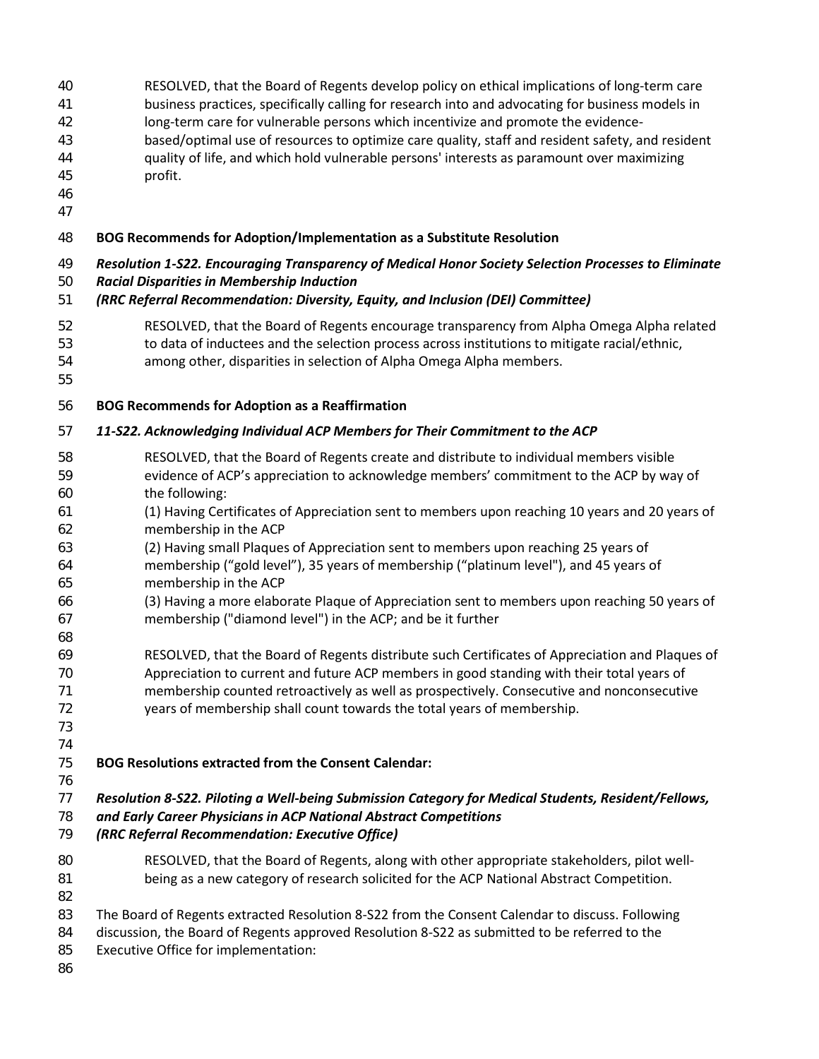RESOLVED, that the Board of Regents develop policy on ethical implications of long-term care business practices, specifically calling for research into and advocating for business models in long-term care for vulnerable persons which incentivize and promote the evidence-based/optimal use of resources to optimize care quality, staff and resident safety, and resident quality of life, and which hold vulnerable persons' interests as paramount over maximizing profit.

**BOG Recommends for Adoption/Implementation as a Substitute Resolution**

***Resolution 1-S22. Encouraging Transparency of Medical Honor Society Selection Processes to Eliminate Racial Disparities in Membership Induction***
***(RRC Referral Recommendation: Diversity, Equity, and Inclusion (DEI) Committee)***

RESOLVED, that the Board of Regents encourage transparency from Alpha Omega Alpha related to data of inductees and the selection process across institutions to mitigate racial/ethnic, among other, disparities in selection of Alpha Omega Alpha members.

**BOG Recommends for Adoption as a Reaffirmation**

***11-S22. Acknowledging Individual ACP Members for Their Commitment to the ACP***

RESOLVED, that the Board of Regents create and distribute to individual members visible evidence of ACP's appreciation to acknowledge members' commitment to the ACP by way of the following:
(1) Having Certificates of Appreciation sent to members upon reaching 10 years and 20 years of membership in the ACP
(2) Having small Plaques of Appreciation sent to members upon reaching 25 years of membership ("gold level"), 35 years of membership ("platinum level"), and 45 years of membership in the ACP
(3) Having a more elaborate Plaque of Appreciation sent to members upon reaching 50 years of membership ("diamond level") in the ACP; and be it further

RESOLVED, that the Board of Regents distribute such Certificates of Appreciation and Plaques of Appreciation to current and future ACP members in good standing with their total years of membership counted retroactively as well as prospectively. Consecutive and nonconsecutive years of membership shall count towards the total years of membership.

**BOG Resolutions extracted from the Consent Calendar:**

***Resolution 8-S22. Piloting a Well-being Submission Category for Medical Students, Resident/Fellows, and Early Career Physicians in ACP National Abstract Competitions***
***(RRC Referral Recommendation: Executive Office)***

RESOLVED, that the Board of Regents, along with other appropriate stakeholders, pilot well-being as a new category of research solicited for the ACP National Abstract Competition.

The Board of Regents extracted Resolution 8-S22 from the Consent Calendar to discuss. Following discussion, the Board of Regents approved Resolution 8-S22 as submitted to be referred to the Executive Office for implementation: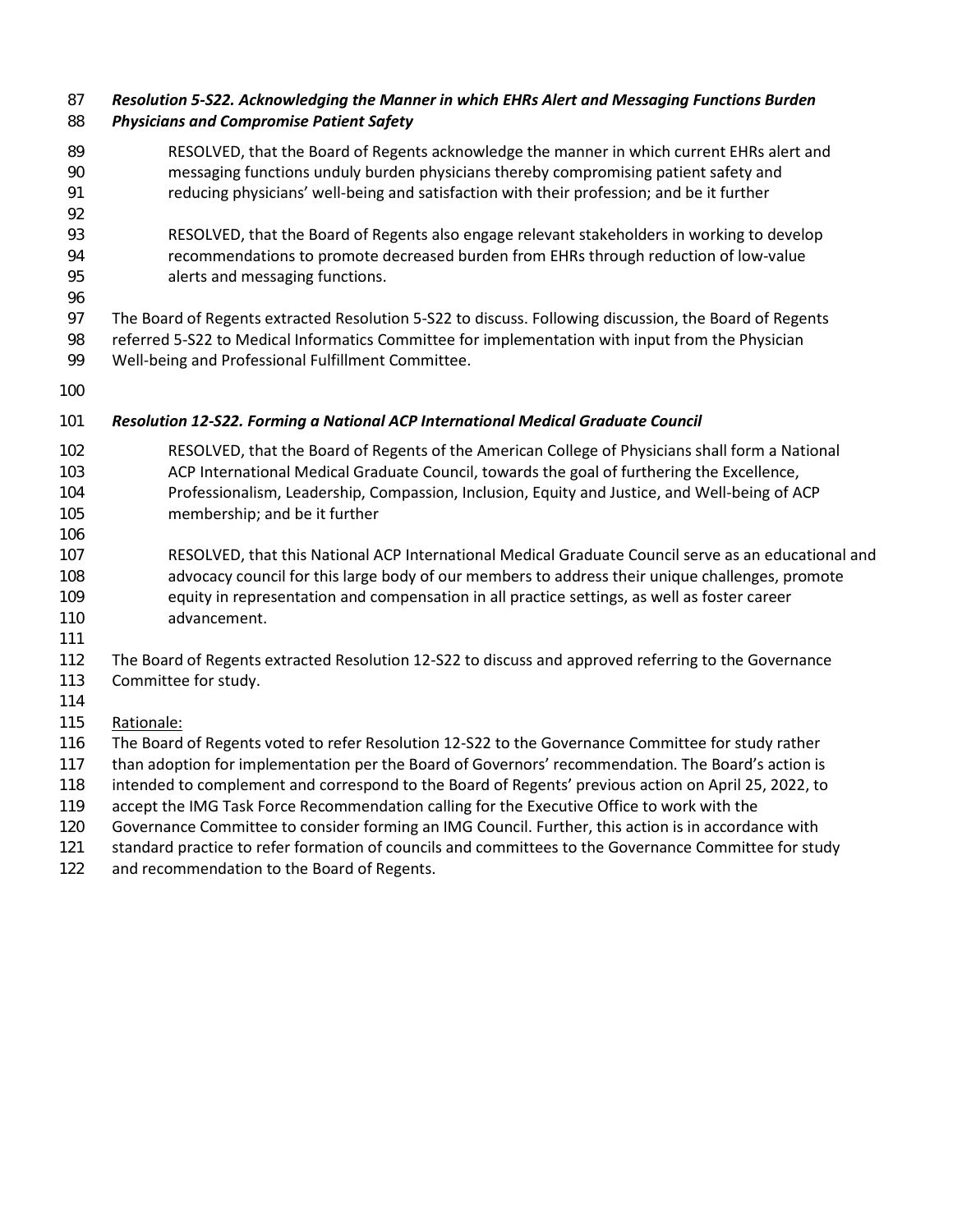***Resolution 5-S22. Acknowledging the Manner in which EHRs Alert and Messaging Functions Burden Physicians and Compromise Patient Safety***

RESOLVED, that the Board of Regents acknowledge the manner in which current EHRs alert and messaging functions unduly burden physicians thereby compromising patient safety and reducing physicians' well-being and satisfaction with their profession; and be it further

RESOLVED, that the Board of Regents also engage relevant stakeholders in working to develop recommendations to promote decreased burden from EHRs through reduction of low-value alerts and messaging functions.

The Board of Regents extracted Resolution 5-S22 to discuss. Following discussion, the Board of Regents referred 5-S22 to Medical Informatics Committee for implementation with input from the Physician Well-being and Professional Fulfillment Committee.

***Resolution 12-S22. Forming a National ACP International Medical Graduate Council***

RESOLVED, that the Board of Regents of the American College of Physicians shall form a National ACP International Medical Graduate Council, towards the goal of furthering the Excellence, Professionalism, Leadership, Compassion, Inclusion, Equity and Justice, and Well-being of ACP membership; and be it further

RESOLVED, that this National ACP International Medical Graduate Council serve as an educational and advocacy council for this large body of our members to address their unique challenges, promote equity in representation and compensation in all practice settings, as well as foster career advancement.

The Board of Regents extracted Resolution 12-S22 to discuss and approved referring to the Governance Committee for study.

<u>Rationale:</u>

The Board of Regents voted to refer Resolution 12-S22 to the Governance Committee for study rather than adoption for implementation per the Board of Governors' recommendation. The Board's action is intended to complement and correspond to the Board of Regents' previous action on April 25, 2022, to accept the IMG Task Force Recommendation calling for the Executive Office to work with the Governance Committee to consider forming an IMG Council. Further, this action is in accordance with standard practice to refer formation of councils and committees to the Governance Committee for study and recommendation to the Board of Regents.